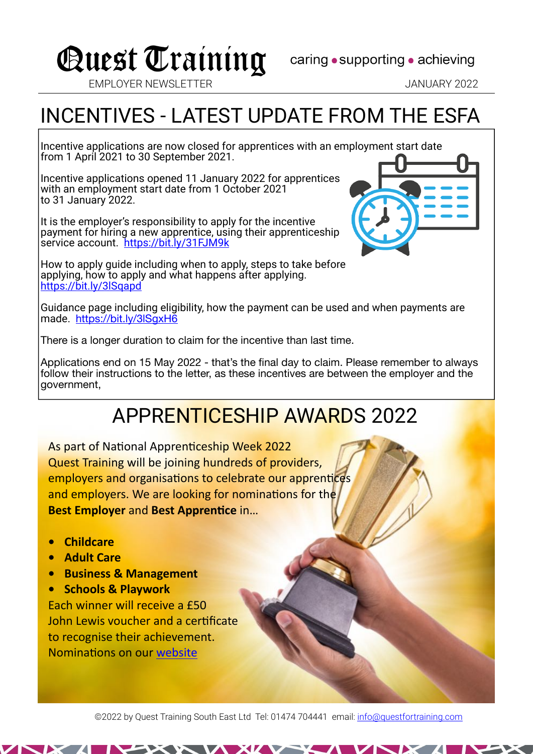# Quest Training

caring • supporting • achieving

EMPLOYER NEWSLETTER — JANUARY 2022

## INCENTIVES - LATEST UPDATE FROM THE ESFA

Incentive applications are now closed for apprentices with an employment start date from 1 April 2021 to 30 September 2021.

Incentive applications opened 11 January 2022 for apprentices with an employment start date from 1 October 2021 to 31 January 2022.

It is the employer's responsibility to apply for the incentive payment for hiring a new apprentice, using their apprenticeship service account. https://bit.ly/31FJM9k

How to apply guide including when to apply, steps to take before applying, how to apply and what happens after applying. https://bit.ly/3lSqapd

Guidance page including eligibility, how the payment can be used and when payments are made. https://bit.ly/3lSgxH6

There is a longer duration to claim for the incentive than last time.

Applications end on 15 May 2022 - that's the final day to claim. Please remember to always follow their instructions to the letter, as these incentives are between the employer and the government,

## APPRENTICESHIP AWARDS 2022

As part of National Apprenticeship Week 2022 Quest Training will be joining hundreds of providers, employers and organisations to celebrate our apprentices and employers. We are looking for nominations for the **Best Employer** and **Best Apprentice** in...

- **Childcare**
- **Adult Care**
- **Business & Management**
- **Schools & Playwork**

Each winner will receive a £50 John Lewis voucher and a certificate to recognise their achievement. Nominations on our website

©2022 by Quest Training South East Ltd Tel: 01474 704441 email: info@questfortraining.com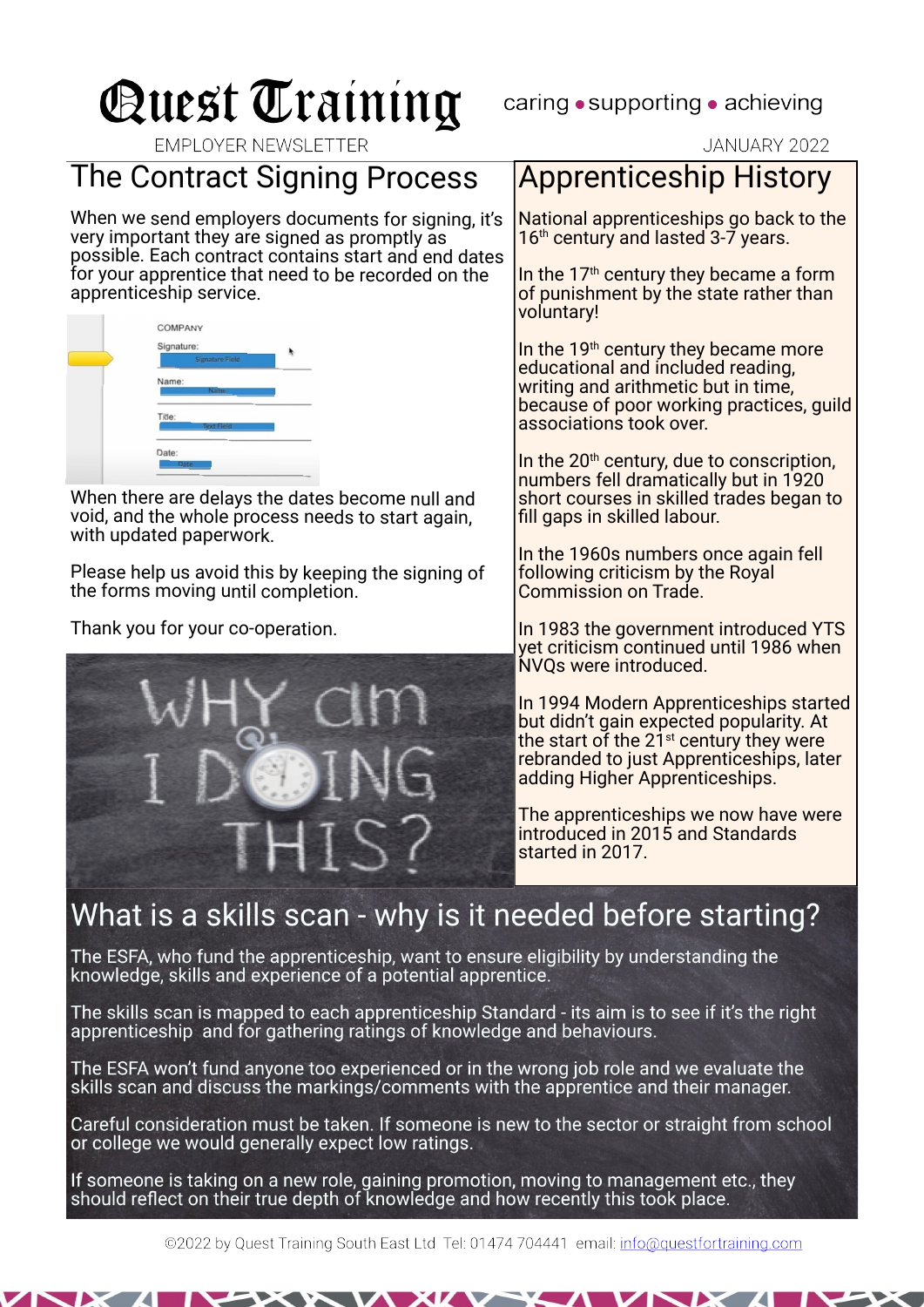# Quest Training

caring • supporting • achieving

EMPLOYER NEWSLETTER

JANUARY 2022

## The Contract Signing Process

When we send employers documents for signing, it's very important they are signed as promptly as possible. Each contract contains start and end dates for your apprentice that need to be recorded on the apprenticeship service.

When there are delays the dates become null and void, and the whole process needs to start again, with updated paperwork.

Please help us avoid this by keeping the signing of the forms moving until completion.

Thank you for your co-operation.

## Apprenticeship History

National apprenticeships go back to the 16th century and lasted 3-7 years.

In the 17th century they became a form of punishment by the state rather than voluntary!

In the 19th century they became more educational and included reading, writing and arithmetic but in time, because of poor working practices, guild associations took over.

In the 20th century, due to conscription, numbers fell dramatically but in 1920 short courses in skilled trades began to fill gaps in skilled labour.

In the 1960s numbers once again fell following criticism by the Royal Commission on Trade.

In 1983 the government introduced YTS yet criticism continued until 1986 when NVQs were introduced.

In 1994 Modern Apprenticeships started but didn't gain expected popularity. At the start of the 21st century they were rebranded to just Apprenticeships, later adding Higher Apprenticeships.

The apprenticeships we now have were introduced in 2015 and Standards started in 2017.

## What is a skills scan - why is it needed before starting?

The ESFA, who fund the apprenticeship, want to ensure eligibility by understanding the knowledge, skills and experience of a potential apprentice.

The skills scan is mapped to each apprenticeship Standard - its aim is to see if it's the right apprenticeship and for gathering ratings of knowledge and behaviours.

The ESFA won't fund anyone too experienced or in the wrong job role and we evaluate the skills scan and discuss the markings/comments with the apprentice and their manager.

Careful consideration must be taken. If someone is new to the sector or straight from school or college we would generally expect low ratings.

If someone is taking on a new role, gaining promotion, moving to management etc., they should reflect on their true depth of knowledge and how recently this took place.

©2022 by Quest Training South East Ltd Tel: 01474 704441 email: info@questfortraining.com